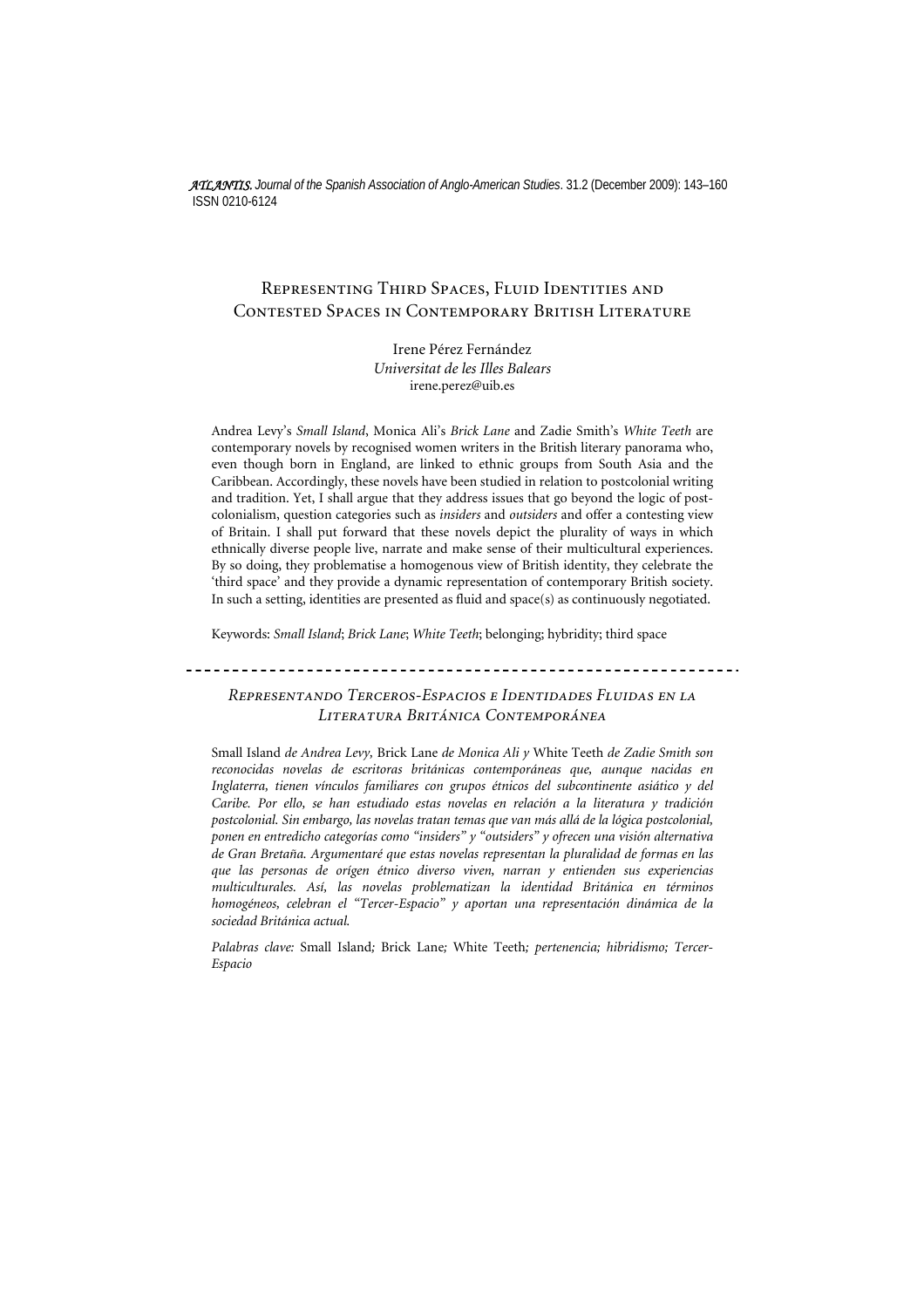# Representing Third Spaces, Fluid Identities and Contested Spaces in Contemporary British Literature

Irene Pérez Fernández
*Universitat de les Illes Balears*
irene.perez@uib.es

Andrea Levy's *Small Island*, Monica Ali's *Brick Lane* and Zadie Smith's *White Teeth* are contemporary novels by recognised women writers in the British literary panorama who, even though born in England, are linked to ethnic groups from South Asia and the Caribbean. Accordingly, these novels have been studied in relation to postcolonial writing and tradition. Yet, I shall argue that they address issues that go beyond the logic of postcolonialism, question categories such as *insiders* and *outsiders* and offer a contesting view of Britain. I shall put forward that these novels depict the plurality of ways in which ethnically diverse people live, narrate and make sense of their multicultural experiences. By so doing, they problematise a homogenous view of British identity, they celebrate the 'third space' and they provide a dynamic representation of contemporary British society. In such a setting, identities are presented as fluid and space(s) as continuously negotiated.

Keywords: *Small Island*; *Brick Lane*; *White Teeth*; belonging; hybridity; third space

---

## *Representando Terceros-Espacios e Identidades Fluidas en la Literatura Británica Contemporánea*

Small Island *de Andrea Levy,* Brick Lane *de Monica Ali y* White Teeth *de Zadie Smith son reconocidas novelas de escritoras británicas contemporáneas que, aunque nacidas en Inglaterra, tienen vínculos familiares con grupos étnicos del subcontinente asiático y del Caribe. Por ello, se han estudiado estas novelas en relación a la literatura y tradición postcolonial. Sin embargo, las novelas tratan temas que van más allá de la lógica postcolonial, ponen en entredicho categorías como "insiders" y "outsiders" y ofrecen una visión alternativa de Gran Bretaña. Argumentaré que estas novelas representan la pluralidad de formas en las que las personas de orígen étnico diverso viven, narran y entienden sus experiencias multiculturales. Así, las novelas problematizan la identidad Británica en términos homogéneos, celebran el "Tercer-Espacio" y aportan una representación dinámica de la sociedad Británica actual.*

*Palabras clave:* Small Island*;* Brick Lane*;* White Teeth*; pertenencia; hibridismo; Tercer-Espacio*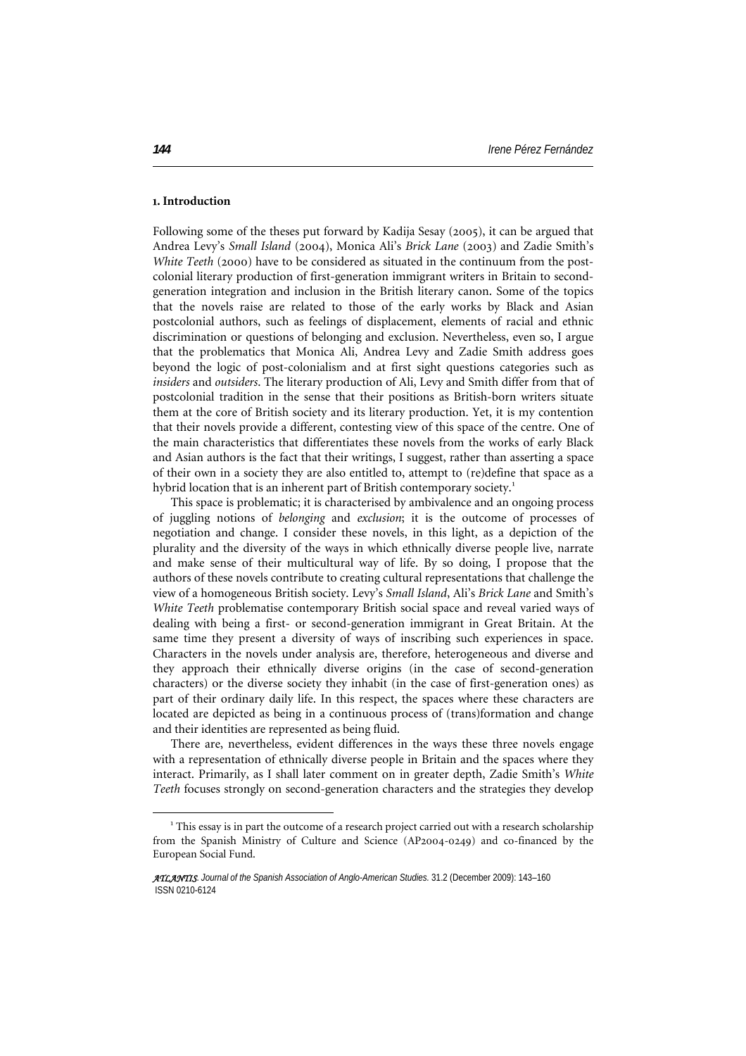## 1. Introduction

Following some of the theses put forward by Kadija Sesay (2005), it can be argued that Andrea Levy's *Small Island* (2004), Monica Ali's *Brick Lane* (2003) and Zadie Smith's *White Teeth* (2000) have to be considered as situated in the continuum from the postcolonial literary production of first-generation immigrant writers in Britain to second-generation integration and inclusion in the British literary canon. Some of the topics that the novels raise are related to those of the early works by Black and Asian postcolonial authors, such as feelings of displacement, elements of racial and ethnic discrimination or questions of belonging and exclusion. Nevertheless, even so, I argue that the problematics that Monica Ali, Andrea Levy and Zadie Smith address goes beyond the logic of post-colonialism and at first sight questions categories such as *insiders* and *outsiders*. The literary production of Ali, Levy and Smith differ from that of postcolonial tradition in the sense that their positions as British-born writers situate them at the core of British society and its literary production. Yet, it is my contention that their novels provide a different, contesting view of this space of the centre. One of the main characteristics that differentiates these novels from the works of early Black and Asian authors is the fact that their writings, I suggest, rather than asserting a space of their own in a society they are also entitled to, attempt to (re)define that space as a hybrid location that is an inherent part of British contemporary society.[1]

This space is problematic; it is characterised by ambivalence and an ongoing process of juggling notions of *belonging* and *exclusion*; it is the outcome of processes of negotiation and change. I consider these novels, in this light, as a depiction of the plurality and the diversity of the ways in which ethnically diverse people live, narrate and make sense of their multicultural way of life. By so doing, I propose that the authors of these novels contribute to creating cultural representations that challenge the view of a homogeneous British society. Levy's *Small Island*, Ali's *Brick Lane* and Smith's *White Teeth* problematise contemporary British social space and reveal varied ways of dealing with being a first- or second-generation immigrant in Great Britain. At the same time they present a diversity of ways of inscribing such experiences in space. Characters in the novels under analysis are, therefore, heterogeneous and diverse and they approach their ethnically diverse origins (in the case of second-generation characters) or the diverse society they inhabit (in the case of first-generation ones) as part of their ordinary daily life. In this respect, the spaces where these characters are located are depicted as being in a continuous process of (trans)formation and change and their identities are represented as being fluid.

There are, nevertheless, evident differences in the ways these three novels engage with a representation of ethnically diverse people in Britain and the spaces where they interact. Primarily, as I shall later comment on in greater depth, Zadie Smith's *White Teeth* focuses strongly on second-generation characters and the strategies they develop

[1] This essay is in part the outcome of a research project carried out with a research scholarship from the Spanish Ministry of Culture and Science (AP2004-0249) and co-financed by the European Social Fund.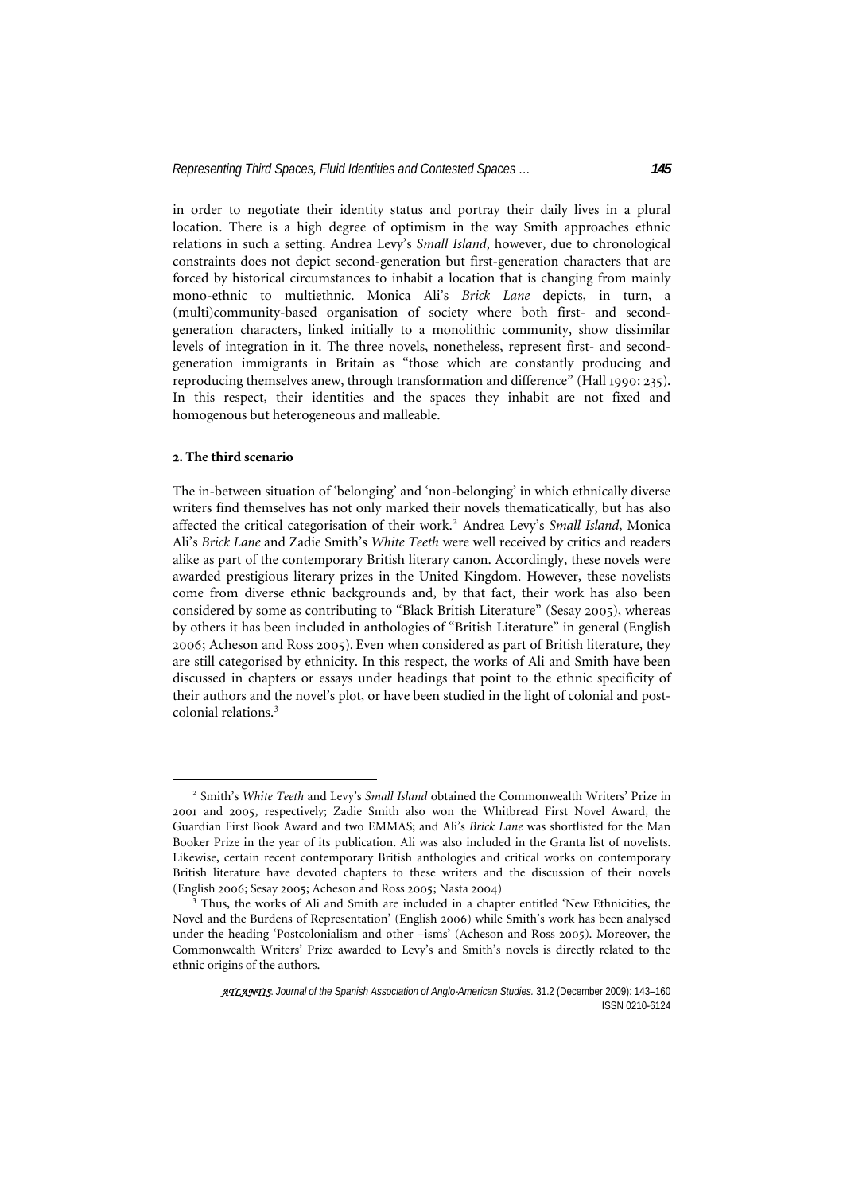in order to negotiate their identity status and portray their daily lives in a plural location. There is a high degree of optimism in the way Smith approaches ethnic relations in such a setting. Andrea Levy's *Small Island*, however, due to chronological constraints does not depict second-generation but first-generation characters that are forced by historical circumstances to inhabit a location that is changing from mainly mono-ethnic to multiethnic. Monica Ali's *Brick Lane* depicts, in turn, a (multi)community-based organisation of society where both first- and second-generation characters, linked initially to a monolithic community, show dissimilar levels of integration in it. The three novels, nonetheless, represent first- and second-generation immigrants in Britain as "those which are constantly producing and reproducing themselves anew, through transformation and difference" (Hall 1990: 235). In this respect, their identities and the spaces they inhabit are not fixed and homogenous but heterogeneous and malleable.

## 2. The third scenario

The in-between situation of 'belonging' and 'non-belonging' in which ethnically diverse writers find themselves has not only marked their novels thematicatically, but has also affected the critical categorisation of their work.[2] Andrea Levy's *Small Island*, Monica Ali's *Brick Lane* and Zadie Smith's *White Teeth* were well received by critics and readers alike as part of the contemporary British literary canon. Accordingly, these novels were awarded prestigious literary prizes in the United Kingdom. However, these novelists come from diverse ethnic backgrounds and, by that fact, their work has also been considered by some as contributing to "Black British Literature" (Sesay 2005), whereas by others it has been included in anthologies of "British Literature" in general (English 2006; Acheson and Ross 2005). Even when considered as part of British literature, they are still categorised by ethnicity. In this respect, the works of Ali and Smith have been discussed in chapters or essays under headings that point to the ethnic specificity of their authors and the novel's plot, or have been studied in the light of colonial and post-colonial relations.[3]

[2] Smith's *White Teeth* and Levy's *Small Island* obtained the Commonwealth Writers' Prize in 2001 and 2005, respectively; Zadie Smith also won the Whitbread First Novel Award, the Guardian First Book Award and two EMMAS; and Ali's *Brick Lane* was shortlisted for the Man Booker Prize in the year of its publication. Ali was also included in the Granta list of novelists. Likewise, certain recent contemporary British anthologies and critical works on contemporary British literature have devoted chapters to these writers and the discussion of their novels (English 2006; Sesay 2005; Acheson and Ross 2005; Nasta 2004)

[3] Thus, the works of Ali and Smith are included in a chapter entitled 'New Ethnicities, the Novel and the Burdens of Representation' (English 2006) while Smith's work has been analysed under the heading 'Postcolonialism and other –isms' (Acheson and Ross 2005). Moreover, the Commonwealth Writers' Prize awarded to Levy's and Smith's novels is directly related to the ethnic origins of the authors.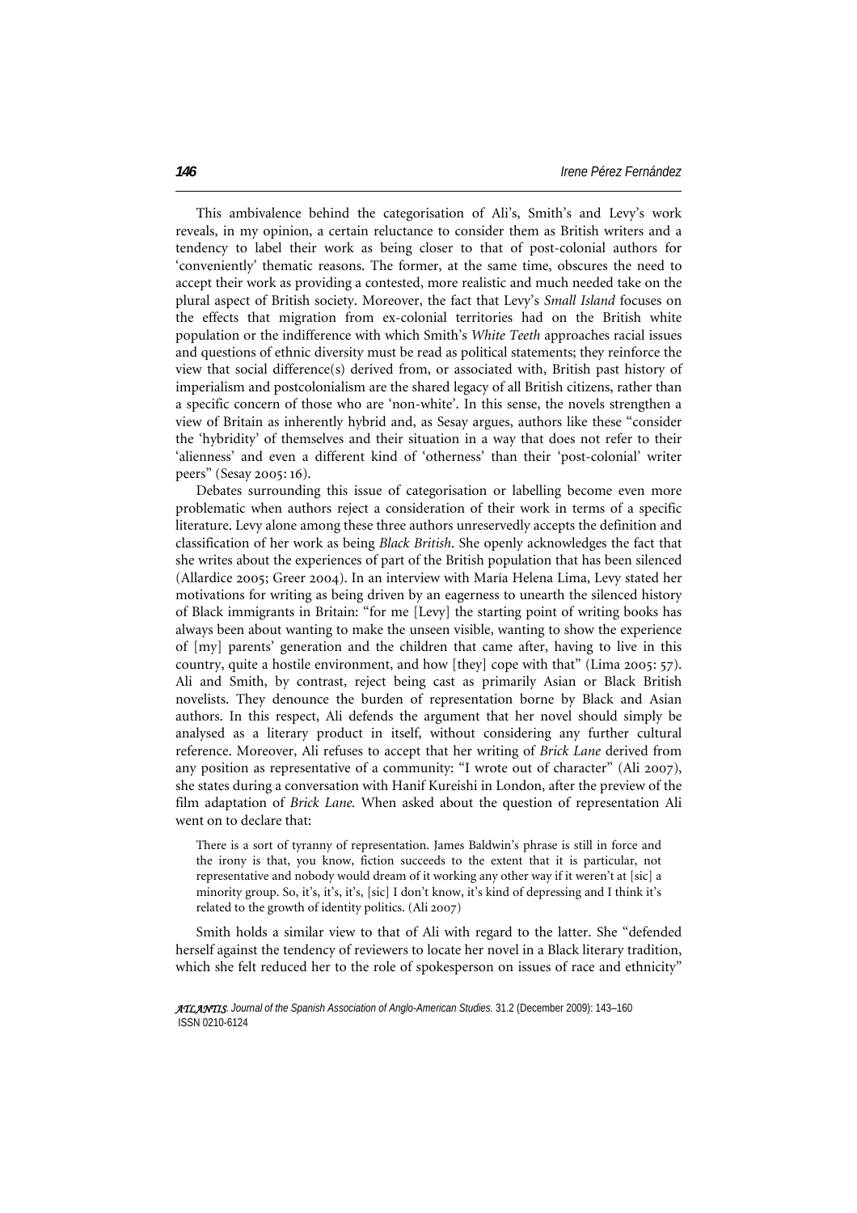This ambivalence behind the categorisation of Ali's, Smith's and Levy's work reveals, in my opinion, a certain reluctance to consider them as British writers and a tendency to label their work as being closer to that of post-colonial authors for 'conveniently' thematic reasons. The former, at the same time, obscures the need to accept their work as providing a contested, more realistic and much needed take on the plural aspect of British society. Moreover, the fact that Levy's *Small Island* focuses on the effects that migration from ex-colonial territories had on the British white population or the indifference with which Smith's *White Teeth* approaches racial issues and questions of ethnic diversity must be read as political statements; they reinforce the view that social difference(s) derived from, or associated with, British past history of imperialism and postcolonialism are the shared legacy of all British citizens, rather than a specific concern of those who are 'non-white'. In this sense, the novels strengthen a view of Britain as inherently hybrid and, as Sesay argues, authors like these "consider the 'hybridity' of themselves and their situation in a way that does not refer to their 'alienness' and even a different kind of 'otherness' than their 'post-colonial' writer peers" (Sesay 2005: 16).

Debates surrounding this issue of categorisation or labelling become even more problematic when authors reject a consideration of their work in terms of a specific literature. Levy alone among these three authors unreservedly accepts the definition and classification of her work as being *Black British*. She openly acknowledges the fact that she writes about the experiences of part of the British population that has been silenced (Allardice 2005; Greer 2004). In an interview with María Helena Lima, Levy stated her motivations for writing as being driven by an eagerness to unearth the silenced history of Black immigrants in Britain: "for me [Levy] the starting point of writing books has always been about wanting to make the unseen visible, wanting to show the experience of [my] parents' generation and the children that came after, having to live in this country, quite a hostile environment, and how [they] cope with that" (Lima 2005: 57). Ali and Smith, by contrast, reject being cast as primarily Asian or Black British novelists. They denounce the burden of representation borne by Black and Asian authors. In this respect, Ali defends the argument that her novel should simply be analysed as a literary product in itself, without considering any further cultural reference. Moreover, Ali refuses to accept that her writing of *Brick Lane* derived from any position as representative of a community: "I wrote out of character" (Ali 2007), she states during a conversation with Hanif Kureishi in London, after the preview of the film adaptation of *Brick Lane.* When asked about the question of representation Ali went on to declare that:

> There is a sort of tyranny of representation. James Baldwin's phrase is still in force and the irony is that, you know, fiction succeeds to the extent that it is particular, not representative and nobody would dream of it working any other way if it weren't at [sic] a minority group. So, it's, it's, it's, [sic] I don't know, it's kind of depressing and I think it's related to the growth of identity politics. (Ali 2007)

Smith holds a similar view to that of Ali with regard to the latter. She "defended herself against the tendency of reviewers to locate her novel in a Black literary tradition, which she felt reduced her to the role of spokesperson on issues of race and ethnicity"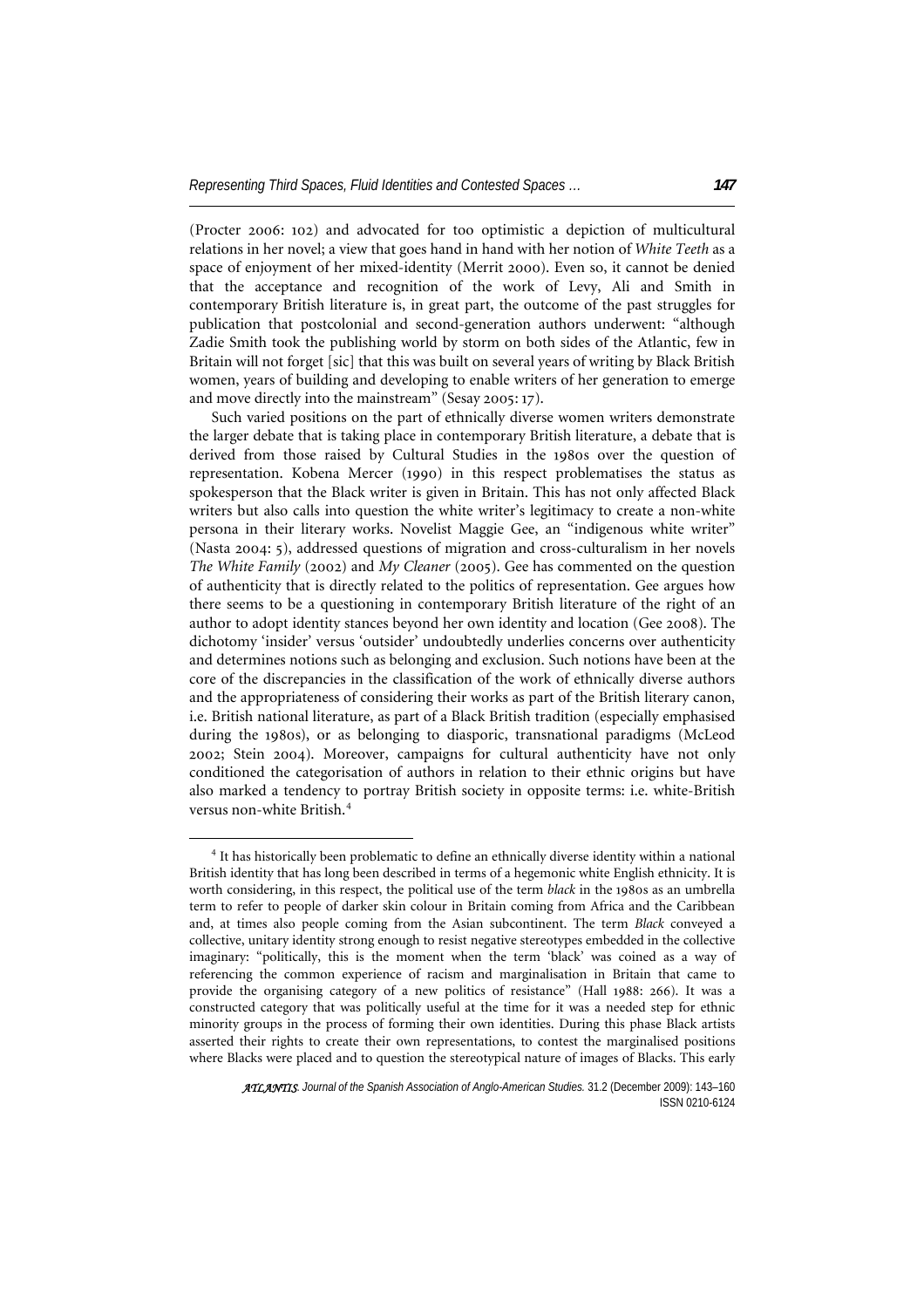(Procter 2006: 102) and advocated for too optimistic a depiction of multicultural relations in her novel; a view that goes hand in hand with her notion of *White Teeth* as a space of enjoyment of her mixed-identity (Merrit 2000). Even so, it cannot be denied that the acceptance and recognition of the work of Levy, Ali and Smith in contemporary British literature is, in great part, the outcome of the past struggles for publication that postcolonial and second-generation authors underwent: "although Zadie Smith took the publishing world by storm on both sides of the Atlantic, few in Britain will not forget [sic] that this was built on several years of writing by Black British women, years of building and developing to enable writers of her generation to emerge and move directly into the mainstream" (Sesay 2005: 17).

Such varied positions on the part of ethnically diverse women writers demonstrate the larger debate that is taking place in contemporary British literature, a debate that is derived from those raised by Cultural Studies in the 1980s over the question of representation. Kobena Mercer (1990) in this respect problematises the status as spokesperson that the Black writer is given in Britain. This has not only affected Black writers but also calls into question the white writer's legitimacy to create a non-white persona in their literary works. Novelist Maggie Gee, an "indigenous white writer" (Nasta 2004: 5), addressed questions of migration and cross-culturalism in her novels *The White Family* (2002) and *My Cleaner* (2005). Gee has commented on the question of authenticity that is directly related to the politics of representation. Gee argues how there seems to be a questioning in contemporary British literature of the right of an author to adopt identity stances beyond her own identity and location (Gee 2008). The dichotomy 'insider' versus 'outsider' undoubtedly underlies concerns over authenticity and determines notions such as belonging and exclusion. Such notions have been at the core of the discrepancies in the classification of the work of ethnically diverse authors and the appropriateness of considering their works as part of the British literary canon, i.e. British national literature, as part of a Black British tradition (especially emphasised during the 1980s), or as belonging to diasporic, transnational paradigms (McLeod 2002; Stein 2004). Moreover, campaigns for cultural authenticity have not only conditioned the categorisation of authors in relation to their ethnic origins but have also marked a tendency to portray British society in opposite terms: i.e. white-British versus non-white British.[4]

[4] It has historically been problematic to define an ethnically diverse identity within a national British identity that has long been described in terms of a hegemonic white English ethnicity. It is worth considering, in this respect, the political use of the term *black* in the 1980s as an umbrella term to refer to people of darker skin colour in Britain coming from Africa and the Caribbean and, at times also people coming from the Asian subcontinent. The term *Black* conveyed a collective, unitary identity strong enough to resist negative stereotypes embedded in the collective imaginary: "politically, this is the moment when the term 'black' was coined as a way of referencing the common experience of racism and marginalisation in Britain that came to provide the organising category of a new politics of resistance" (Hall 1988: 266). It was a constructed category that was politically useful at the time for it was a needed step for ethnic minority groups in the process of forming their own identities. During this phase Black artists asserted their rights to create their own representations, to contest the marginalised positions where Blacks were placed and to question the stereotypical nature of images of Blacks. This early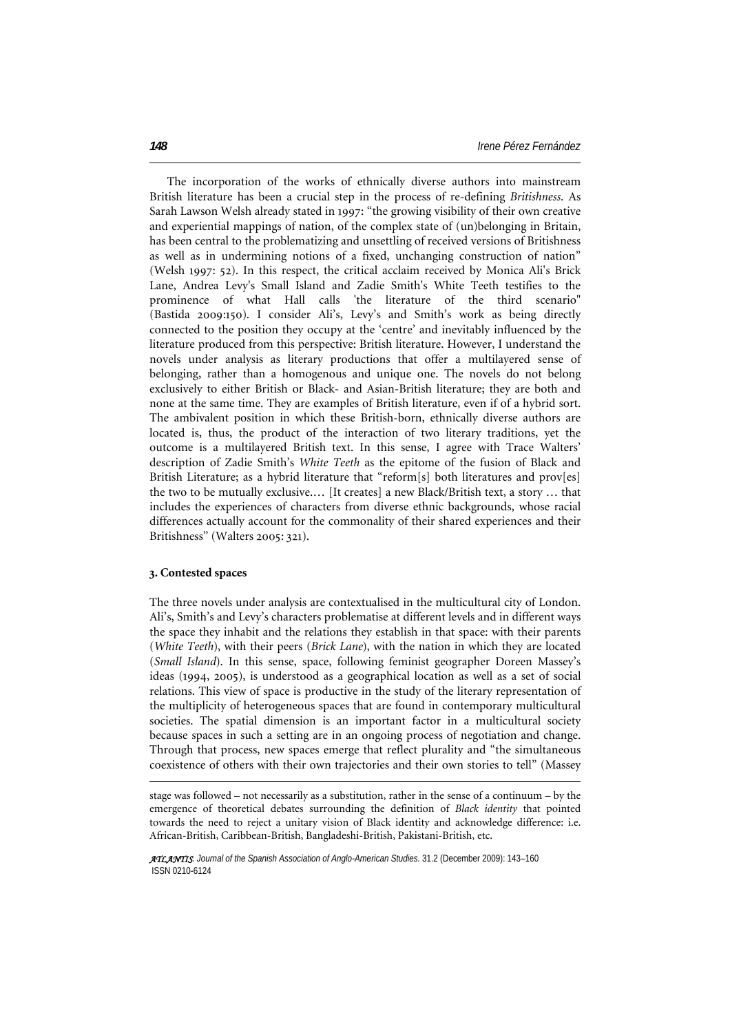The incorporation of the works of ethnically diverse authors into mainstream British literature has been a crucial step in the process of re-defining *Britishness*. As Sarah Lawson Welsh already stated in 1997: "the growing visibility of their own creative and experiential mappings of nation, of the complex state of (un)belonging in Britain, has been central to the problematizing and unsettling of received versions of Britishness as well as in undermining notions of a fixed, unchanging construction of nation" (Welsh 1997: 52). In this respect, the critical acclaim received by Monica Ali's Brick Lane, Andrea Levy's Small Island and Zadie Smith's White Teeth testifies to the prominence of what Hall calls 'the literature of the third scenario" (Bastida 2009:150). I consider Ali's, Levy's and Smith's work as being directly connected to the position they occupy at the 'centre' and inevitably influenced by the literature produced from this perspective: British literature. However, I understand the novels under analysis as literary productions that offer a multilayered sense of belonging, rather than a homogenous and unique one. The novels do not belong exclusively to either British or Black- and Asian-British literature; they are both and none at the same time. They are examples of British literature, even if of a hybrid sort. The ambivalent position in which these British-born, ethnically diverse authors are located is, thus, the product of the interaction of two literary traditions, yet the outcome is a multilayered British text. In this sense, I agree with Trace Walters' description of Zadie Smith's *White Teeth* as the epitome of the fusion of Black and British Literature; as a hybrid literature that "reform[s] both literatures and prov[es] the two to be mutually exclusive.… [It creates] a new Black/British text, a story … that includes the experiences of characters from diverse ethnic backgrounds, whose racial differences actually account for the commonality of their shared experiences and their Britishness" (Walters 2005: 321).

### 3. Contested spaces

The three novels under analysis are contextualised in the multicultural city of London. Ali's, Smith's and Levy's characters problematise at different levels and in different ways the space they inhabit and the relations they establish in that space: with their parents (*White Teeth*), with their peers (*Brick Lane*), with the nation in which they are located (*Small Island*). In this sense, space, following feminist geographer Doreen Massey's ideas (1994, 2005), is understood as a geographical location as well as a set of social relations. This view of space is productive in the study of the literary representation of the multiplicity of heterogeneous spaces that are found in contemporary multicultural societies. The spatial dimension is an important factor in a multicultural society because spaces in such a setting are in an ongoing process of negotiation and change. Through that process, new spaces emerge that reflect plurality and "the simultaneous coexistence of others with their own trajectories and their own stories to tell" (Massey

---

stage was followed – not necessarily as a substitution, rather in the sense of a continuum – by the emergence of theoretical debates surrounding the definition of *Black identity* that pointed towards the need to reject a unitary vision of Black identity and acknowledge difference: i.e. African-British, Caribbean-British, Bangladeshi-British, Pakistani-British, etc.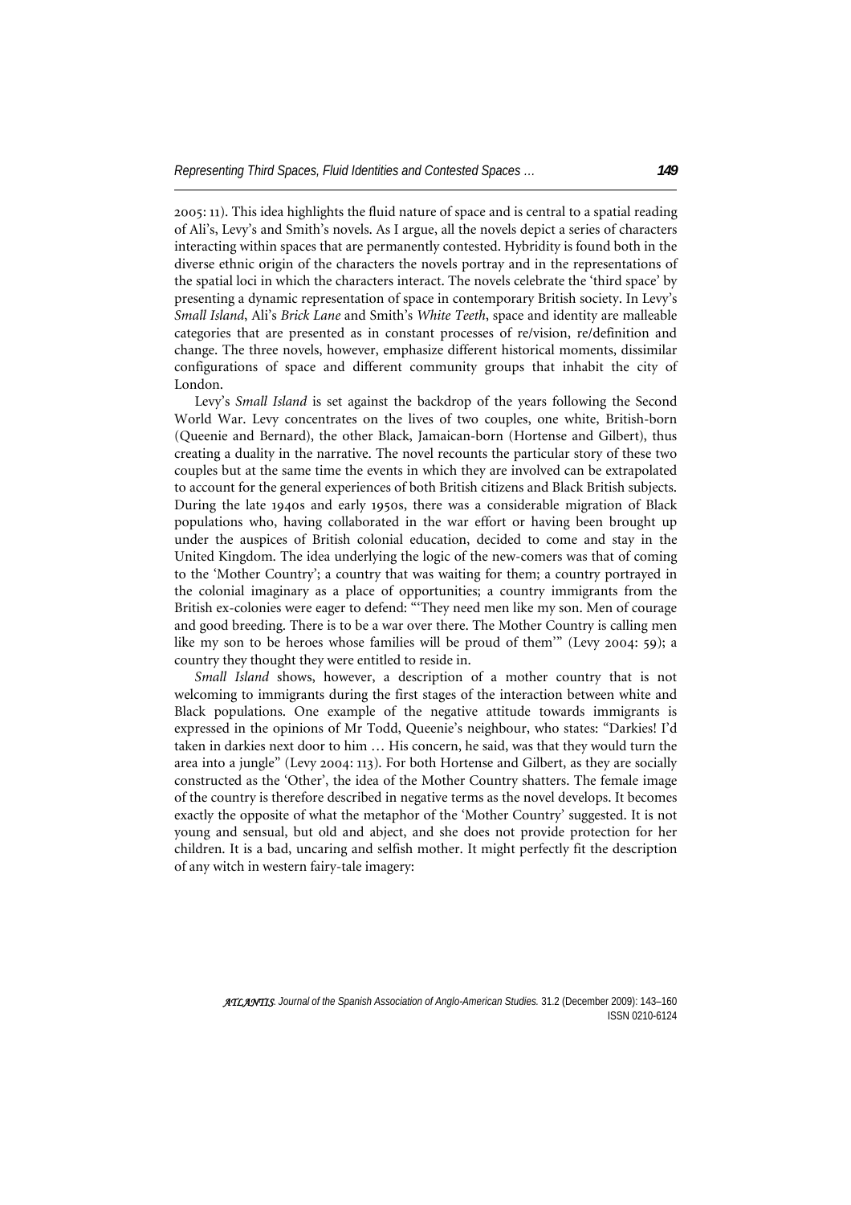2005: 11). This idea highlights the fluid nature of space and is central to a spatial reading of Ali's, Levy's and Smith's novels. As I argue, all the novels depict a series of characters interacting within spaces that are permanently contested. Hybridity is found both in the diverse ethnic origin of the characters the novels portray and in the representations of the spatial loci in which the characters interact. The novels celebrate the 'third space' by presenting a dynamic representation of space in contemporary British society. In Levy's *Small Island*, Ali's *Brick Lane* and Smith's *White Teeth*, space and identity are malleable categories that are presented as in constant processes of re/vision, re/definition and change. The three novels, however, emphasize different historical moments, dissimilar configurations of space and different community groups that inhabit the city of London.

Levy's *Small Island* is set against the backdrop of the years following the Second World War. Levy concentrates on the lives of two couples, one white, British-born (Queenie and Bernard), the other Black, Jamaican-born (Hortense and Gilbert), thus creating a duality in the narrative. The novel recounts the particular story of these two couples but at the same time the events in which they are involved can be extrapolated to account for the general experiences of both British citizens and Black British subjects. During the late 1940s and early 1950s, there was a considerable migration of Black populations who, having collaborated in the war effort or having been brought up under the auspices of British colonial education, decided to come and stay in the United Kingdom. The idea underlying the logic of the new-comers was that of coming to the 'Mother Country'; a country that was waiting for them; a country portrayed in the colonial imaginary as a place of opportunities; a country immigrants from the British ex-colonies were eager to defend: "'They need men like my son. Men of courage and good breeding. There is to be a war over there. The Mother Country is calling men like my son to be heroes whose families will be proud of them'" (Levy 2004: 59); a country they thought they were entitled to reside in.

*Small Island* shows, however, a description of a mother country that is not welcoming to immigrants during the first stages of the interaction between white and Black populations. One example of the negative attitude towards immigrants is expressed in the opinions of Mr Todd, Queenie's neighbour, who states: "Darkies! I'd taken in darkies next door to him … His concern, he said, was that they would turn the area into a jungle" (Levy 2004: 113). For both Hortense and Gilbert, as they are socially constructed as the 'Other', the idea of the Mother Country shatters. The female image of the country is therefore described in negative terms as the novel develops. It becomes exactly the opposite of what the metaphor of the 'Mother Country' suggested. It is not young and sensual, but old and abject, and she does not provide protection for her children. It is a bad, uncaring and selfish mother. It might perfectly fit the description of any witch in western fairy-tale imagery: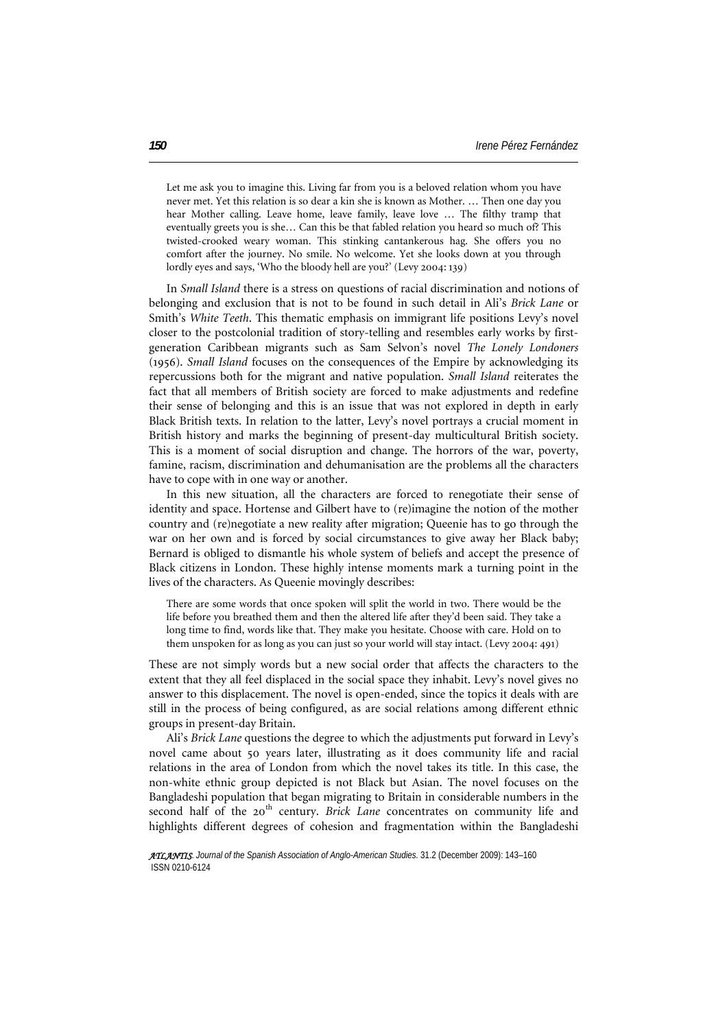> Let me ask you to imagine this. Living far from you is a beloved relation whom you have never met. Yet this relation is so dear a kin she is known as Mother. … Then one day you hear Mother calling. Leave home, leave family, leave love … The filthy tramp that eventually greets you is she… Can this be that fabled relation you heard so much of? This twisted-crooked weary woman. This stinking cantankerous hag. She offers you no comfort after the journey. No smile. No welcome. Yet she looks down at you through lordly eyes and says, 'Who the bloody hell are you?' (Levy 2004: 139)

In *Small Island* there is a stress on questions of racial discrimination and notions of belonging and exclusion that is not to be found in such detail in Ali's *Brick Lane* or Smith's *White Teeth*. This thematic emphasis on immigrant life positions Levy's novel closer to the postcolonial tradition of story-telling and resembles early works by first-generation Caribbean migrants such as Sam Selvon's novel *The Lonely Londoners* (1956). *Small Island* focuses on the consequences of the Empire by acknowledging its repercussions both for the migrant and native population. *Small Island* reiterates the fact that all members of British society are forced to make adjustments and redefine their sense of belonging and this is an issue that was not explored in depth in early Black British texts. In relation to the latter, Levy's novel portrays a crucial moment in British history and marks the beginning of present-day multicultural British society. This is a moment of social disruption and change. The horrors of the war, poverty, famine, racism, discrimination and dehumanisation are the problems all the characters have to cope with in one way or another.

In this new situation, all the characters are forced to renegotiate their sense of identity and space. Hortense and Gilbert have to (re)imagine the notion of the mother country and (re)negotiate a new reality after migration; Queenie has to go through the war on her own and is forced by social circumstances to give away her Black baby; Bernard is obliged to dismantle his whole system of beliefs and accept the presence of Black citizens in London. These highly intense moments mark a turning point in the lives of the characters. As Queenie movingly describes:

> There are some words that once spoken will split the world in two. There would be the life before you breathed them and then the altered life after they'd been said. They take a long time to find, words like that. They make you hesitate. Choose with care. Hold on to them unspoken for as long as you can just so your world will stay intact. (Levy 2004: 491)

These are not simply words but a new social order that affects the characters to the extent that they all feel displaced in the social space they inhabit. Levy's novel gives no answer to this displacement. The novel is open-ended, since the topics it deals with are still in the process of being configured, as are social relations among different ethnic groups in present-day Britain.

Ali's *Brick Lane* questions the degree to which the adjustments put forward in Levy's novel came about 50 years later, illustrating as it does community life and racial relations in the area of London from which the novel takes its title. In this case, the non-white ethnic group depicted is not Black but Asian. The novel focuses on the Bangladeshi population that began migrating to Britain in considerable numbers in the second half of the 20th century. *Brick Lane* concentrates on community life and highlights different degrees of cohesion and fragmentation within the Bangladeshi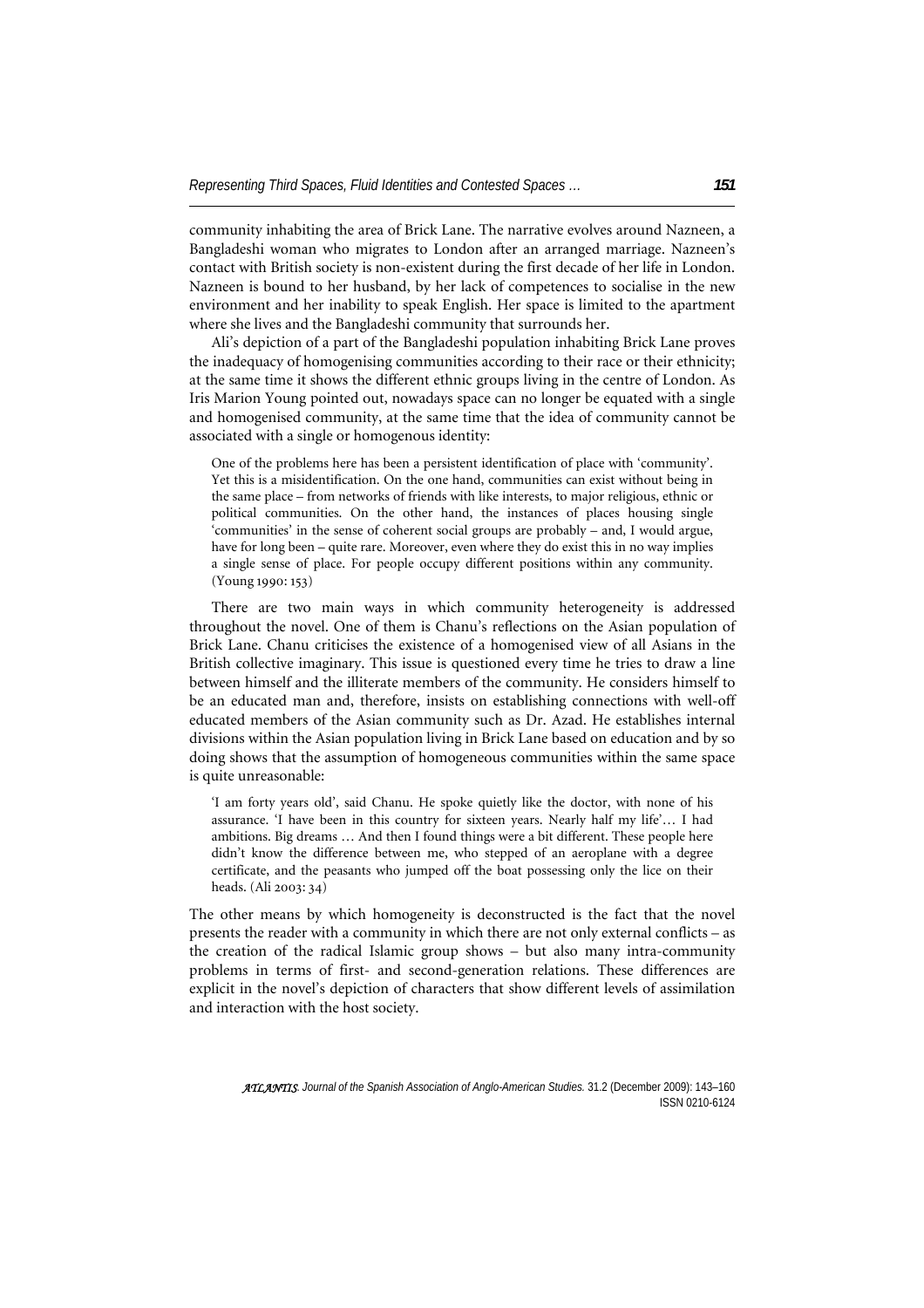community inhabiting the area of Brick Lane. The narrative evolves around Nazneen, a Bangladeshi woman who migrates to London after an arranged marriage. Nazneen's contact with British society is non-existent during the first decade of her life in London. Nazneen is bound to her husband, by her lack of competences to socialise in the new environment and her inability to speak English. Her space is limited to the apartment where she lives and the Bangladeshi community that surrounds her.

Ali's depiction of a part of the Bangladeshi population inhabiting Brick Lane proves the inadequacy of homogenising communities according to their race or their ethnicity; at the same time it shows the different ethnic groups living in the centre of London. As Iris Marion Young pointed out, nowadays space can no longer be equated with a single and homogenised community, at the same time that the idea of community cannot be associated with a single or homogenous identity:

> One of the problems here has been a persistent identification of place with 'community'. Yet this is a misidentification. On the one hand, communities can exist without being in the same place – from networks of friends with like interests, to major religious, ethnic or political communities. On the other hand, the instances of places housing single 'communities' in the sense of coherent social groups are probably – and, I would argue, have for long been – quite rare. Moreover, even where they do exist this in no way implies a single sense of place. For people occupy different positions within any community. (Young 1990: 153)

There are two main ways in which community heterogeneity is addressed throughout the novel. One of them is Chanu's reflections on the Asian population of Brick Lane. Chanu criticises the existence of a homogenised view of all Asians in the British collective imaginary. This issue is questioned every time he tries to draw a line between himself and the illiterate members of the community. He considers himself to be an educated man and, therefore, insists on establishing connections with well-off educated members of the Asian community such as Dr. Azad. He establishes internal divisions within the Asian population living in Brick Lane based on education and by so doing shows that the assumption of homogeneous communities within the same space is quite unreasonable:

> 'I am forty years old', said Chanu. He spoke quietly like the doctor, with none of his assurance. 'I have been in this country for sixteen years. Nearly half my life'… I had ambitions. Big dreams … And then I found things were a bit different. These people here didn't know the difference between me, who stepped of an aeroplane with a degree certificate, and the peasants who jumped off the boat possessing only the lice on their heads. (Ali 2003: 34)

The other means by which homogeneity is deconstructed is the fact that the novel presents the reader with a community in which there are not only external conflicts – as the creation of the radical Islamic group shows – but also many intra-community problems in terms of first- and second-generation relations. These differences are explicit in the novel's depiction of characters that show different levels of assimilation and interaction with the host society.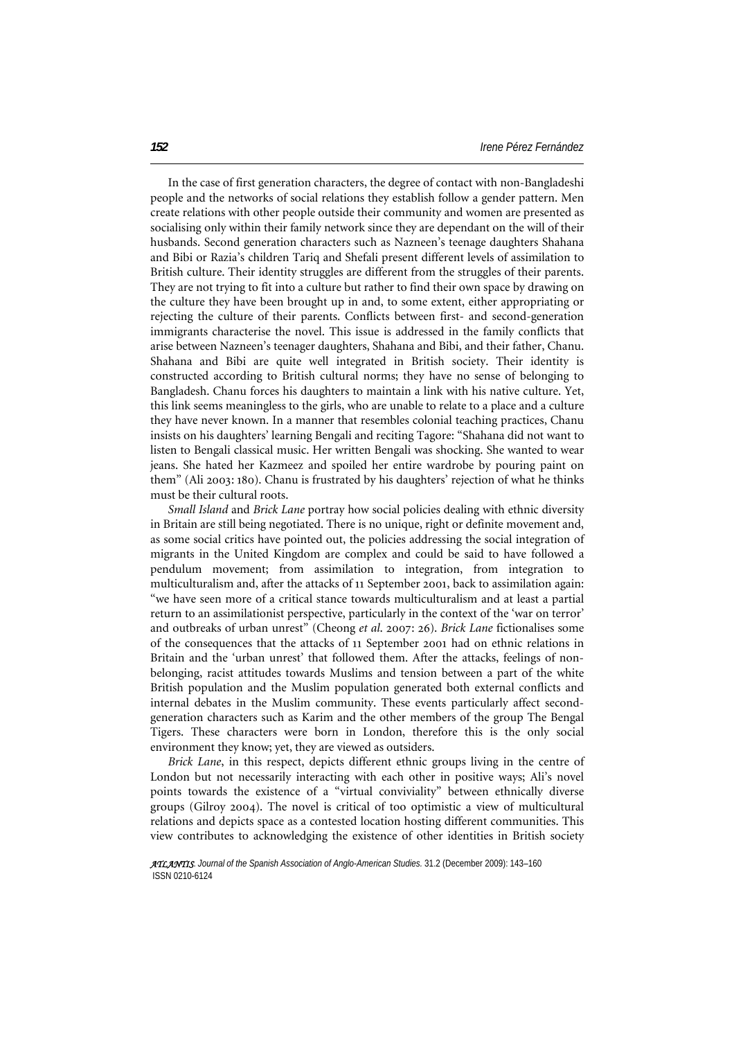In the case of first generation characters, the degree of contact with non-Bangladeshi people and the networks of social relations they establish follow a gender pattern. Men create relations with other people outside their community and women are presented as socialising only within their family network since they are dependant on the will of their husbands. Second generation characters such as Nazneen's teenage daughters Shahana and Bibi or Razia's children Tariq and Shefali present different levels of assimilation to British culture. Their identity struggles are different from the struggles of their parents. They are not trying to fit into a culture but rather to find their own space by drawing on the culture they have been brought up in and, to some extent, either appropriating or rejecting the culture of their parents. Conflicts between first- and second-generation immigrants characterise the novel. This issue is addressed in the family conflicts that arise between Nazneen's teenager daughters, Shahana and Bibi, and their father, Chanu. Shahana and Bibi are quite well integrated in British society. Their identity is constructed according to British cultural norms; they have no sense of belonging to Bangladesh. Chanu forces his daughters to maintain a link with his native culture. Yet, this link seems meaningless to the girls, who are unable to relate to a place and a culture they have never known. In a manner that resembles colonial teaching practices, Chanu insists on his daughters' learning Bengali and reciting Tagore: "Shahana did not want to listen to Bengali classical music. Her written Bengali was shocking. She wanted to wear jeans. She hated her Kazmeez and spoiled her entire wardrobe by pouring paint on them" (Ali 2003: 180). Chanu is frustrated by his daughters' rejection of what he thinks must be their cultural roots.

*Small Island* and *Brick Lane* portray how social policies dealing with ethnic diversity in Britain are still being negotiated. There is no unique, right or definite movement and, as some social critics have pointed out, the policies addressing the social integration of migrants in the United Kingdom are complex and could be said to have followed a pendulum movement; from assimilation to integration, from integration to multiculturalism and, after the attacks of 11 September 2001, back to assimilation again: "we have seen more of a critical stance towards multiculturalism and at least a partial return to an assimilationist perspective, particularly in the context of the 'war on terror' and outbreaks of urban unrest" (Cheong *et al.* 2007: 26). *Brick Lane* fictionalises some of the consequences that the attacks of 11 September 2001 had on ethnic relations in Britain and the 'urban unrest' that followed them. After the attacks, feelings of non-belonging, racist attitudes towards Muslims and tension between a part of the white British population and the Muslim population generated both external conflicts and internal debates in the Muslim community. These events particularly affect second-generation characters such as Karim and the other members of the group The Bengal Tigers. These characters were born in London, therefore this is the only social environment they know; yet, they are viewed as outsiders.

*Brick Lane*, in this respect, depicts different ethnic groups living in the centre of London but not necessarily interacting with each other in positive ways; Ali's novel points towards the existence of a "virtual conviviality" between ethnically diverse groups (Gilroy 2004). The novel is critical of too optimistic a view of multicultural relations and depicts space as a contested location hosting different communities. This view contributes to acknowledging the existence of other identities in British society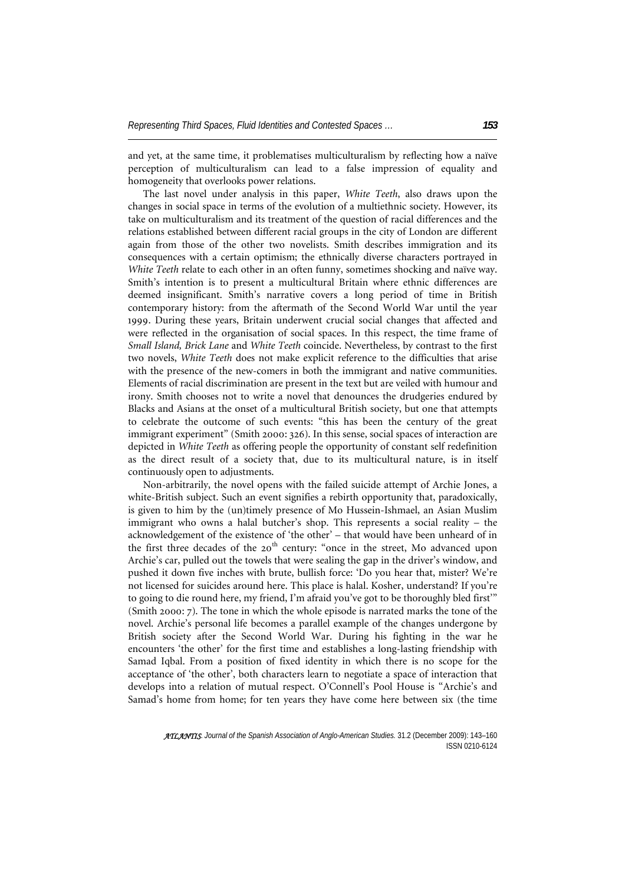and yet, at the same time, it problematises multiculturalism by reflecting how a naïve perception of multiculturalism can lead to a false impression of equality and homogeneity that overlooks power relations.

The last novel under analysis in this paper, *White Teeth*, also draws upon the changes in social space in terms of the evolution of a multiethnic society. However, its take on multiculturalism and its treatment of the question of racial differences and the relations established between different racial groups in the city of London are different again from those of the other two novelists. Smith describes immigration and its consequences with a certain optimism; the ethnically diverse characters portrayed in *White Teeth* relate to each other in an often funny, sometimes shocking and naïve way. Smith's intention is to present a multicultural Britain where ethnic differences are deemed insignificant. Smith's narrative covers a long period of time in British contemporary history: from the aftermath of the Second World War until the year 1999. During these years, Britain underwent crucial social changes that affected and were reflected in the organisation of social spaces. In this respect, the time frame of *Small Island, Brick Lane* and *White Teeth* coincide. Nevertheless, by contrast to the first two novels, *White Teeth* does not make explicit reference to the difficulties that arise with the presence of the new-comers in both the immigrant and native communities. Elements of racial discrimination are present in the text but are veiled with humour and irony. Smith chooses not to write a novel that denounces the drudgeries endured by Blacks and Asians at the onset of a multicultural British society, but one that attempts to celebrate the outcome of such events: "this has been the century of the great immigrant experiment" (Smith 2000: 326). In this sense, social spaces of interaction are depicted in *White Teeth* as offering people the opportunity of constant self redefinition as the direct result of a society that, due to its multicultural nature, is in itself continuously open to adjustments.

Non-arbitrarily, the novel opens with the failed suicide attempt of Archie Jones, a white-British subject. Such an event signifies a rebirth opportunity that, paradoxically, is given to him by the (un)timely presence of Mo Hussein-Ishmael, an Asian Muslim immigrant who owns a halal butcher's shop. This represents a social reality – the acknowledgement of the existence of 'the other' – that would have been unheard of in the first three decades of the 20th century: "once in the street, Mo advanced upon Archie's car, pulled out the towels that were sealing the gap in the driver's window, and pushed it down five inches with brute, bullish force: 'Do you hear that, mister? We're not licensed for suicides around here. This place is halal. Kosher, understand? If you're to going to die round here, my friend, I'm afraid you've got to be thoroughly bled first'" (Smith 2000: 7). The tone in which the whole episode is narrated marks the tone of the novel. Archie's personal life becomes a parallel example of the changes undergone by British society after the Second World War. During his fighting in the war he encounters 'the other' for the first time and establishes a long-lasting friendship with Samad Iqbal. From a position of fixed identity in which there is no scope for the acceptance of 'the other', both characters learn to negotiate a space of interaction that develops into a relation of mutual respect. O'Connell's Pool House is "Archie's and Samad's home from home; for ten years they have come here between six (the time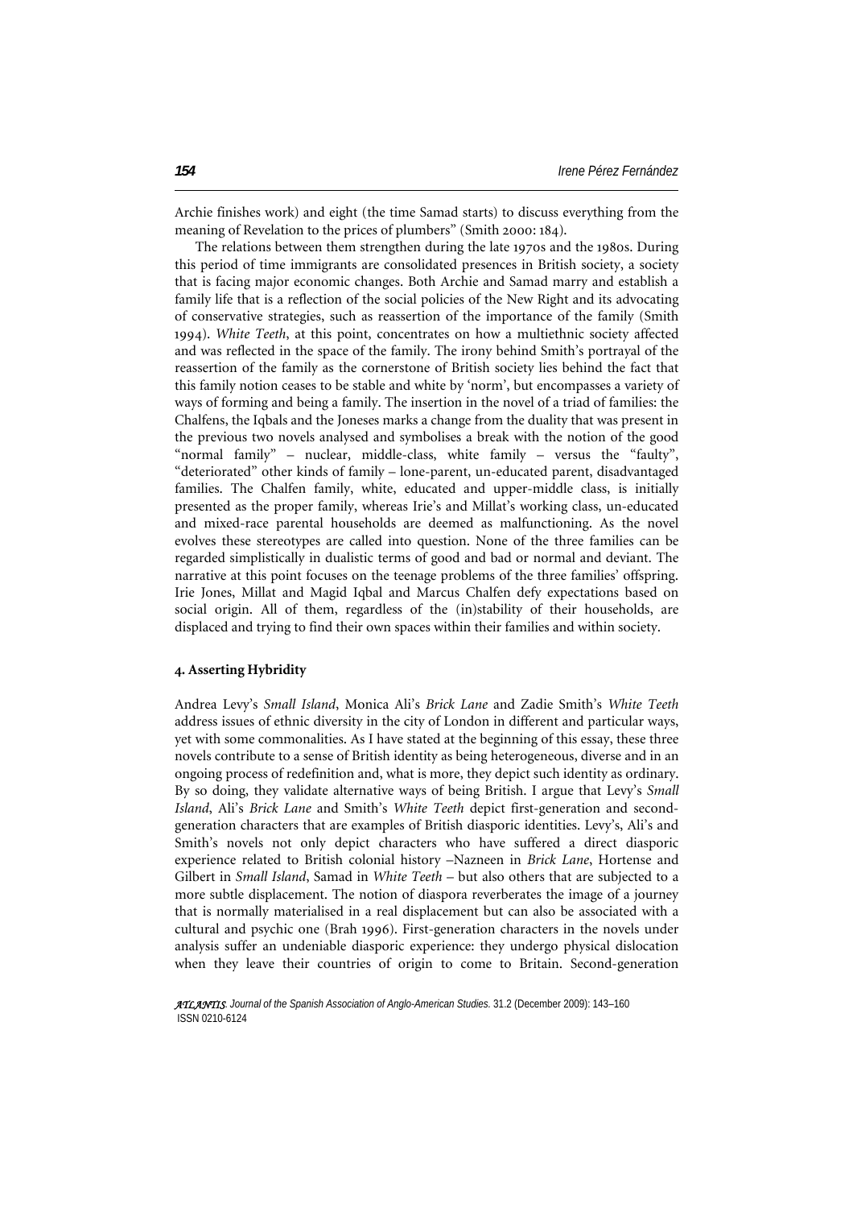Archie finishes work) and eight (the time Samad starts) to discuss everything from the meaning of Revelation to the prices of plumbers" (Smith 2000: 184).

The relations between them strengthen during the late 1970s and the 1980s. During this period of time immigrants are consolidated presences in British society, a society that is facing major economic changes. Both Archie and Samad marry and establish a family life that is a reflection of the social policies of the New Right and its advocating of conservative strategies, such as reassertion of the importance of the family (Smith 1994). *White Teeth*, at this point, concentrates on how a multiethnic society affected and was reflected in the space of the family. The irony behind Smith's portrayal of the reassertion of the family as the cornerstone of British society lies behind the fact that this family notion ceases to be stable and white by 'norm', but encompasses a variety of ways of forming and being a family. The insertion in the novel of a triad of families: the Chalfens, the Iqbals and the Joneses marks a change from the duality that was present in the previous two novels analysed and symbolises a break with the notion of the good "normal family" – nuclear, middle-class, white family – versus the "faulty", "deteriorated" other kinds of family – lone-parent, un-educated parent, disadvantaged families. The Chalfen family, white, educated and upper-middle class, is initially presented as the proper family, whereas Irie's and Millat's working class, un-educated and mixed-race parental households are deemed as malfunctioning. As the novel evolves these stereotypes are called into question. None of the three families can be regarded simplistically in dualistic terms of good and bad or normal and deviant. The narrative at this point focuses on the teenage problems of the three families' offspring. Irie Jones, Millat and Magid Iqbal and Marcus Chalfen defy expectations based on social origin. All of them, regardless of the (in)stability of their households, are displaced and trying to find their own spaces within their families and within society.

## 4. Asserting Hybridity

Andrea Levy's *Small Island*, Monica Ali's *Brick Lane* and Zadie Smith's *White Teeth* address issues of ethnic diversity in the city of London in different and particular ways, yet with some commonalities. As I have stated at the beginning of this essay, these three novels contribute to a sense of British identity as being heterogeneous, diverse and in an ongoing process of redefinition and, what is more, they depict such identity as ordinary. By so doing, they validate alternative ways of being British. I argue that Levy's *Small Island*, Ali's *Brick Lane* and Smith's *White Teeth* depict first-generation and second-generation characters that are examples of British diasporic identities. Levy's, Ali's and Smith's novels not only depict characters who have suffered a direct diasporic experience related to British colonial history –Nazneen in *Brick Lane*, Hortense and Gilbert in *Small Island*, Samad in *White Teeth* – but also others that are subjected to a more subtle displacement. The notion of diaspora reverberates the image of a journey that is normally materialised in a real displacement but can also be associated with a cultural and psychic one (Brah 1996). First-generation characters in the novels under analysis suffer an undeniable diasporic experience: they undergo physical dislocation when they leave their countries of origin to come to Britain. Second-generation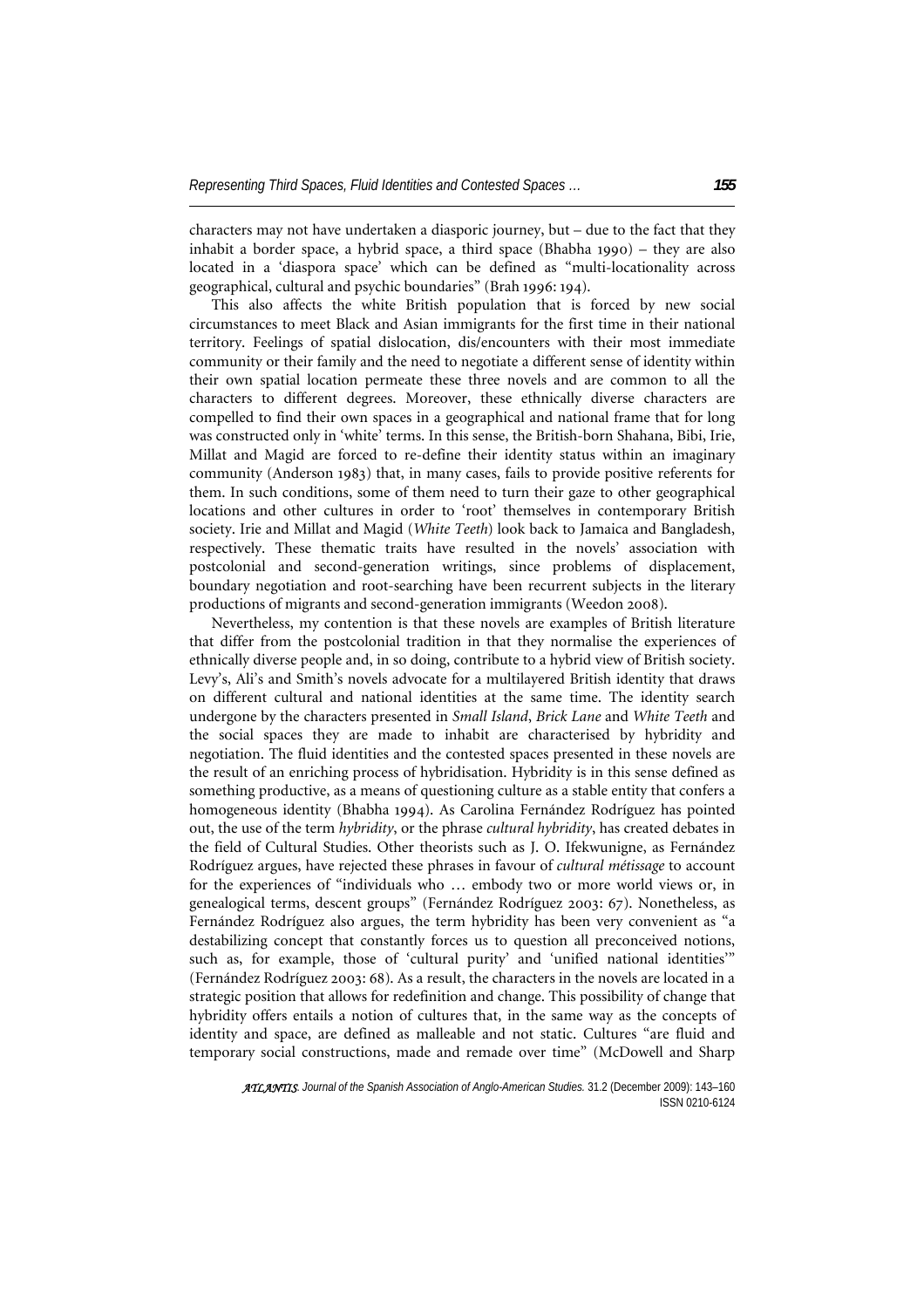characters may not have undertaken a diasporic journey, but – due to the fact that they inhabit a border space, a hybrid space, a third space (Bhabha 1990) – they are also located in a 'diaspora space' which can be defined as "multi-locationality across geographical, cultural and psychic boundaries" (Brah 1996: 194).

This also affects the white British population that is forced by new social circumstances to meet Black and Asian immigrants for the first time in their national territory. Feelings of spatial dislocation, dis/encounters with their most immediate community or their family and the need to negotiate a different sense of identity within their own spatial location permeate these three novels and are common to all the characters to different degrees. Moreover, these ethnically diverse characters are compelled to find their own spaces in a geographical and national frame that for long was constructed only in 'white' terms. In this sense, the British-born Shahana, Bibi, Irie, Millat and Magid are forced to re-define their identity status within an imaginary community (Anderson 1983) that, in many cases, fails to provide positive referents for them. In such conditions, some of them need to turn their gaze to other geographical locations and other cultures in order to 'root' themselves in contemporary British society. Irie and Millat and Magid (*White Teeth*) look back to Jamaica and Bangladesh, respectively. These thematic traits have resulted in the novels' association with postcolonial and second-generation writings, since problems of displacement, boundary negotiation and root-searching have been recurrent subjects in the literary productions of migrants and second-generation immigrants (Weedon 2008).

Nevertheless, my contention is that these novels are examples of British literature that differ from the postcolonial tradition in that they normalise the experiences of ethnically diverse people and, in so doing, contribute to a hybrid view of British society. Levy's, Ali's and Smith's novels advocate for a multilayered British identity that draws on different cultural and national identities at the same time. The identity search undergone by the characters presented in *Small Island*, *Brick Lane* and *White Teeth* and the social spaces they are made to inhabit are characterised by hybridity and negotiation. The fluid identities and the contested spaces presented in these novels are the result of an enriching process of hybridisation. Hybridity is in this sense defined as something productive, as a means of questioning culture as a stable entity that confers a homogeneous identity (Bhabha 1994). As Carolina Fernández Rodríguez has pointed out, the use of the term *hybridity*, or the phrase *cultural hybridity*, has created debates in the field of Cultural Studies. Other theorists such as J. O. Ifekwunigne, as Fernández Rodríguez argues, have rejected these phrases in favour of *cultural métissage* to account for the experiences of "individuals who … embody two or more world views or, in genealogical terms, descent groups" (Fernández Rodríguez 2003: 67). Nonetheless, as Fernández Rodríguez also argues, the term hybridity has been very convenient as "a destabilizing concept that constantly forces us to question all preconceived notions, such as, for example, those of 'cultural purity' and 'unified national identities'" (Fernández Rodríguez 2003: 68). As a result, the characters in the novels are located in a strategic position that allows for redefinition and change. This possibility of change that hybridity offers entails a notion of cultures that, in the same way as the concepts of identity and space, are defined as malleable and not static. Cultures "are fluid and temporary social constructions, made and remade over time" (McDowell and Sharp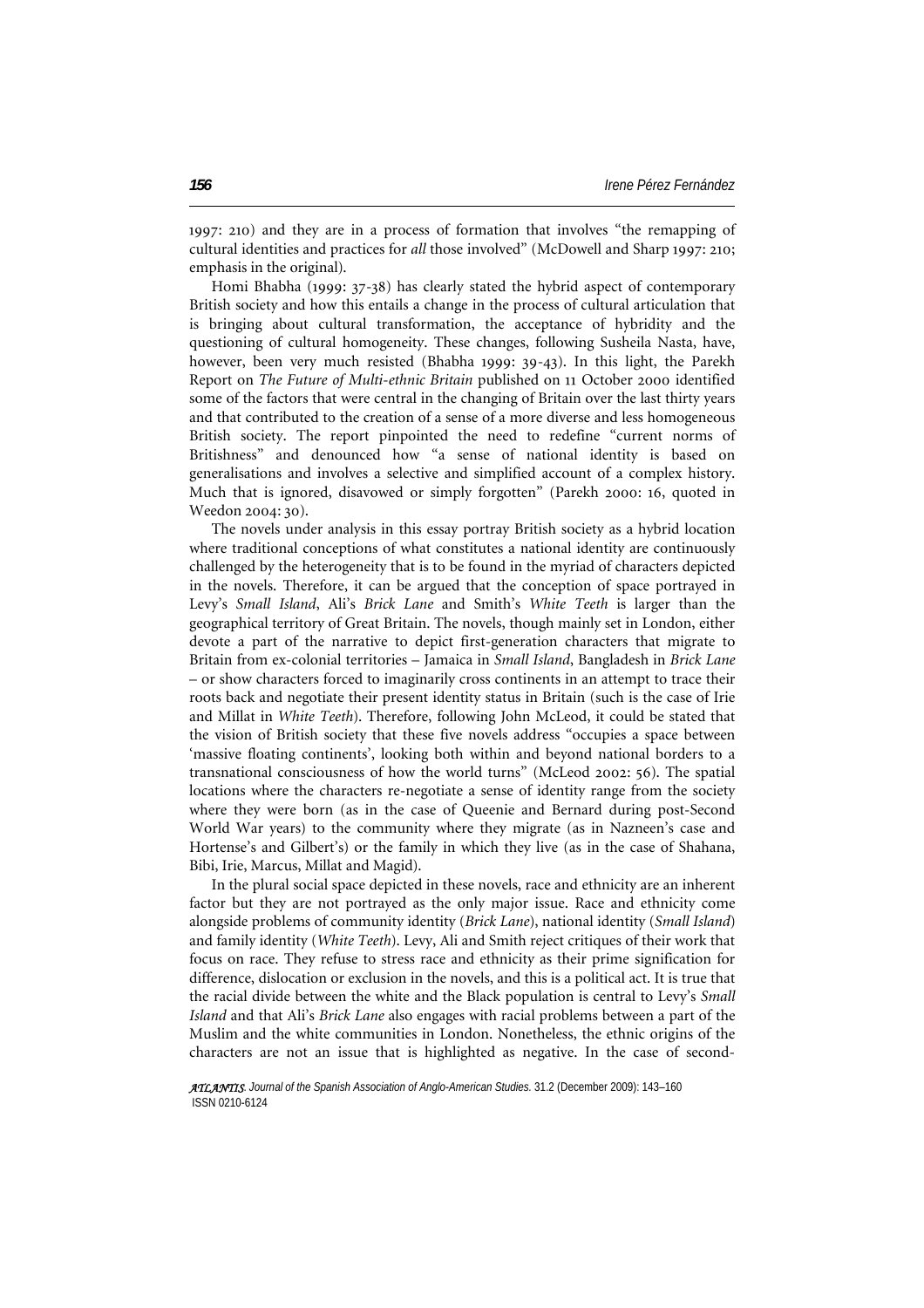1997: 210) and they are in a process of formation that involves "the remapping of cultural identities and practices for *all* those involved" (McDowell and Sharp 1997: 210; emphasis in the original).

Homi Bhabha (1999: 37-38) has clearly stated the hybrid aspect of contemporary British society and how this entails a change in the process of cultural articulation that is bringing about cultural transformation, the acceptance of hybridity and the questioning of cultural homogeneity. These changes, following Susheila Nasta, have, however, been very much resisted (Bhabha 1999: 39-43). In this light, the Parekh Report on *The Future of Multi-ethnic Britain* published on 11 October 2000 identified some of the factors that were central in the changing of Britain over the last thirty years and that contributed to the creation of a sense of a more diverse and less homogeneous British society. The report pinpointed the need to redefine "current norms of Britishness" and denounced how "a sense of national identity is based on generalisations and involves a selective and simplified account of a complex history. Much that is ignored, disavowed or simply forgotten" (Parekh 2000: 16, quoted in Weedon 2004: 30).

The novels under analysis in this essay portray British society as a hybrid location where traditional conceptions of what constitutes a national identity are continuously challenged by the heterogeneity that is to be found in the myriad of characters depicted in the novels. Therefore, it can be argued that the conception of space portrayed in Levy's *Small Island*, Ali's *Brick Lane* and Smith's *White Teeth* is larger than the geographical territory of Great Britain. The novels, though mainly set in London, either devote a part of the narrative to depict first-generation characters that migrate to Britain from ex-colonial territories – Jamaica in *Small Island*, Bangladesh in *Brick Lane* – or show characters forced to imaginarily cross continents in an attempt to trace their roots back and negotiate their present identity status in Britain (such is the case of Irie and Millat in *White Teeth*). Therefore, following John McLeod, it could be stated that the vision of British society that these five novels address "occupies a space between 'massive floating continents', looking both within and beyond national borders to a transnational consciousness of how the world turns" (McLeod 2002: 56). The spatial locations where the characters re-negotiate a sense of identity range from the society where they were born (as in the case of Queenie and Bernard during post-Second World War years) to the community where they migrate (as in Nazneen's case and Hortense's and Gilbert's) or the family in which they live (as in the case of Shahana, Bibi, Irie, Marcus, Millat and Magid).

In the plural social space depicted in these novels, race and ethnicity are an inherent factor but they are not portrayed as the only major issue. Race and ethnicity come alongside problems of community identity (*Brick Lane*), national identity (*Small Island*) and family identity (*White Teeth*). Levy, Ali and Smith reject critiques of their work that focus on race. They refuse to stress race and ethnicity as their prime signification for difference, dislocation or exclusion in the novels, and this is a political act. It is true that the racial divide between the white and the Black population is central to Levy's *Small Island* and that Ali's *Brick Lane* also engages with racial problems between a part of the Muslim and the white communities in London. Nonetheless, the ethnic origins of the characters are not an issue that is highlighted as negative. In the case of second-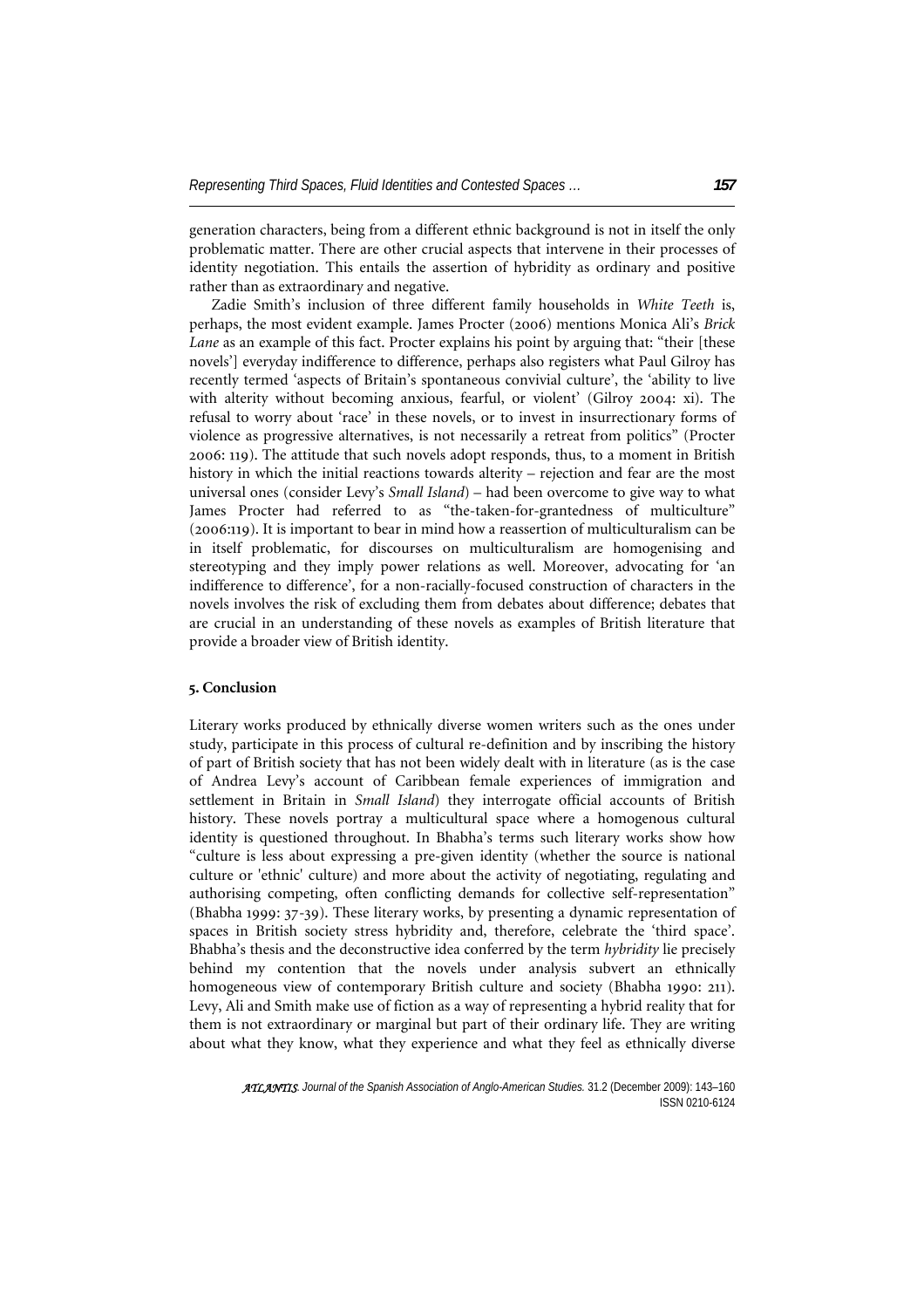generation characters, being from a different ethnic background is not in itself the only problematic matter. There are other crucial aspects that intervene in their processes of identity negotiation. This entails the assertion of hybridity as ordinary and positive rather than as extraordinary and negative.

Zadie Smith's inclusion of three different family households in *White Teeth* is, perhaps, the most evident example. James Procter (2006) mentions Monica Ali's *Brick Lane* as an example of this fact. Procter explains his point by arguing that: "their [these novels'] everyday indifference to difference, perhaps also registers what Paul Gilroy has recently termed 'aspects of Britain's spontaneous convivial culture', the 'ability to live with alterity without becoming anxious, fearful, or violent' (Gilroy 2004: xi). The refusal to worry about 'race' in these novels, or to invest in insurrectionary forms of violence as progressive alternatives, is not necessarily a retreat from politics" (Procter 2006: 119). The attitude that such novels adopt responds, thus, to a moment in British history in which the initial reactions towards alterity – rejection and fear are the most universal ones (consider Levy's *Small Island*) – had been overcome to give way to what James Procter had referred to as "the-taken-for-grantedness of multiculture" (2006:119). It is important to bear in mind how a reassertion of multiculturalism can be in itself problematic, for discourses on multiculturalism are homogenising and stereotyping and they imply power relations as well. Moreover, advocating for 'an indifference to difference', for a non-racially-focused construction of characters in the novels involves the risk of excluding them from debates about difference; debates that are crucial in an understanding of these novels as examples of British literature that provide a broader view of British identity.

**5. Conclusion**

Literary works produced by ethnically diverse women writers such as the ones under study, participate in this process of cultural re-definition and by inscribing the history of part of British society that has not been widely dealt with in literature (as is the case of Andrea Levy's account of Caribbean female experiences of immigration and settlement in Britain in *Small Island*) they interrogate official accounts of British history. These novels portray a multicultural space where a homogenous cultural identity is questioned throughout. In Bhabha's terms such literary works show how "culture is less about expressing a pre-given identity (whether the source is national culture or 'ethnic' culture) and more about the activity of negotiating, regulating and authorising competing, often conflicting demands for collective self-representation" (Bhabha 1999: 37-39). These literary works, by presenting a dynamic representation of spaces in British society stress hybridity and, therefore, celebrate the 'third space'. Bhabha's thesis and the deconstructive idea conferred by the term *hybridity* lie precisely behind my contention that the novels under analysis subvert an ethnically homogeneous view of contemporary British culture and society (Bhabha 1990: 211). Levy, Ali and Smith make use of fiction as a way of representing a hybrid reality that for them is not extraordinary or marginal but part of their ordinary life. They are writing about what they know, what they experience and what they feel as ethnically diverse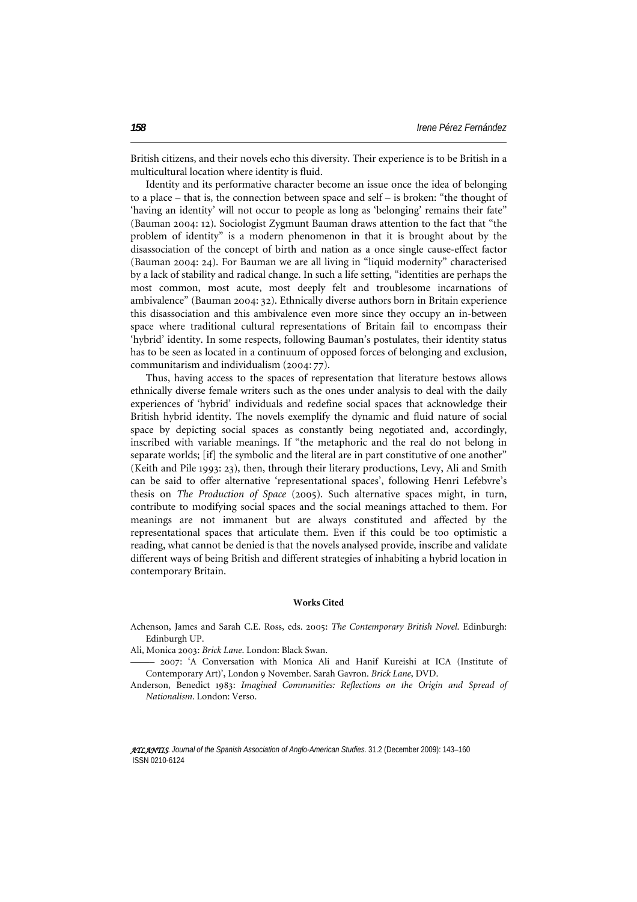British citizens, and their novels echo this diversity. Their experience is to be British in a multicultural location where identity is fluid.

Identity and its performative character become an issue once the idea of belonging to a place – that is, the connection between space and self – is broken: "the thought of 'having an identity' will not occur to people as long as 'belonging' remains their fate" (Bauman 2004: 12). Sociologist Zygmunt Bauman draws attention to the fact that "the problem of identity" is a modern phenomenon in that it is brought about by the disassociation of the concept of birth and nation as a once single cause-effect factor (Bauman 2004: 24). For Bauman we are all living in "liquid modernity" characterised by a lack of stability and radical change. In such a life setting, "identities are perhaps the most common, most acute, most deeply felt and troublesome incarnations of ambivalence" (Bauman 2004: 32). Ethnically diverse authors born in Britain experience this disassociation and this ambivalence even more since they occupy an in-between space where traditional cultural representations of Britain fail to encompass their 'hybrid' identity. In some respects, following Bauman's postulates, their identity status has to be seen as located in a continuum of opposed forces of belonging and exclusion, communitarism and individualism (2004: 77).

Thus, having access to the spaces of representation that literature bestows allows ethnically diverse female writers such as the ones under analysis to deal with the daily experiences of 'hybrid' individuals and redefine social spaces that acknowledge their British hybrid identity. The novels exemplify the dynamic and fluid nature of social space by depicting social spaces as constantly being negotiated and, accordingly, inscribed with variable meanings. If "the metaphoric and the real do not belong in separate worlds; [if] the symbolic and the literal are in part constitutive of one another" (Keith and Pile 1993: 23), then, through their literary productions, Levy, Ali and Smith can be said to offer alternative 'representational spaces', following Henri Lefebvre's thesis on *The Production of Space* (2005). Such alternative spaces might, in turn, contribute to modifying social spaces and the social meanings attached to them. For meanings are not immanent but are always constituted and affected by the representational spaces that articulate them. Even if this could be too optimistic a reading, what cannot be denied is that the novels analysed provide, inscribe and validate different ways of being British and different strategies of inhabiting a hybrid location in contemporary Britain.

## Works Cited

Achenson, James and Sarah C.E. Ross, eds. 2005: *The Contemporary British Novel*. Edinburgh: Edinburgh UP.

Ali, Monica 2003: *Brick Lane*. London: Black Swan.

——— 2007: 'A Conversation with Monica Ali and Hanif Kureishi at ICA (Institute of Contemporary Art)', London 9 November. Sarah Gavron. *Brick Lane*, DVD.

Anderson, Benedict 1983: *Imagined Communities: Reflections on the Origin and Spread of Nationalism*. London: Verso.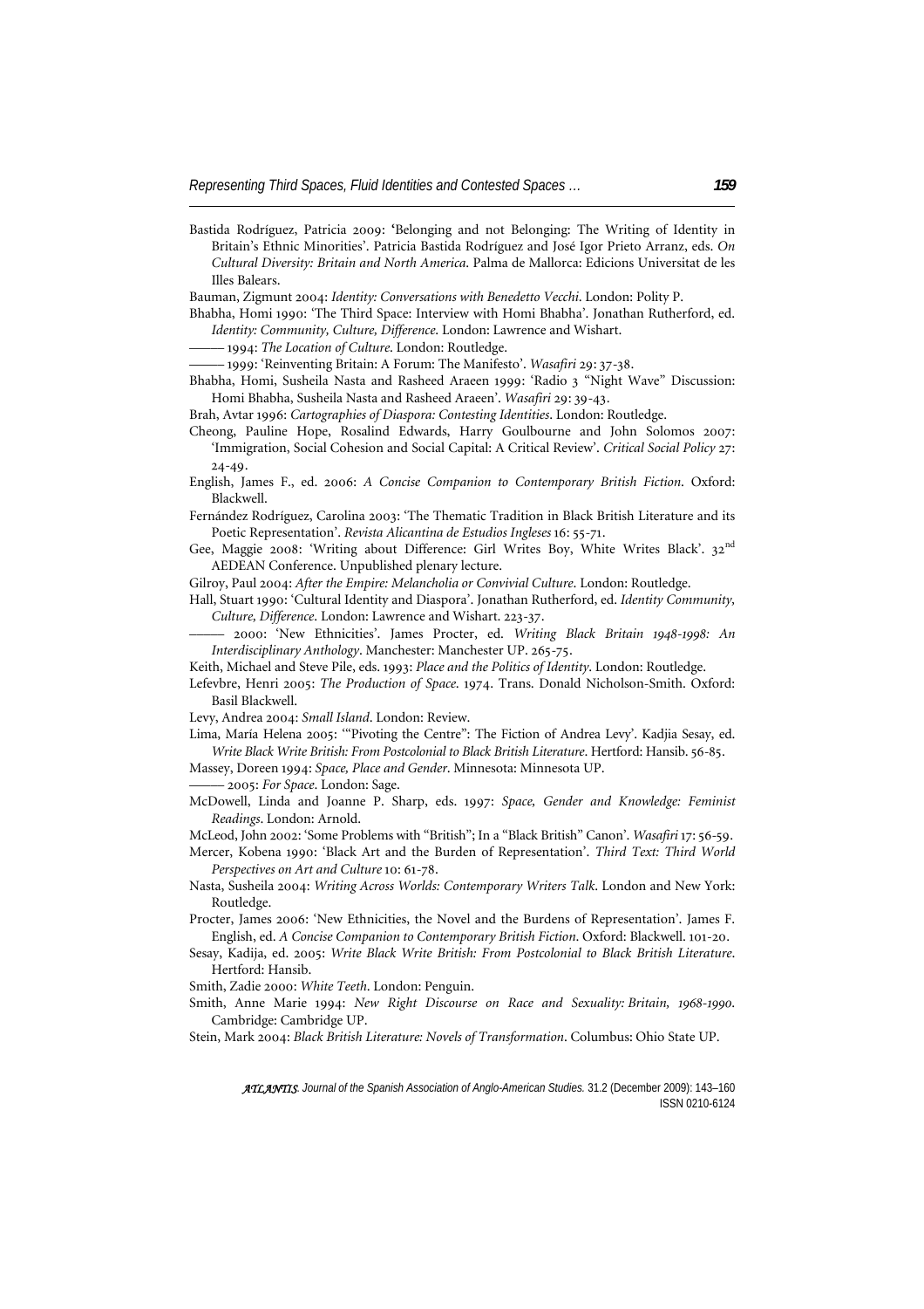Bastida Rodríguez, Patricia 2009: 'Belonging and not Belonging: The Writing of Identity in Britain's Ethnic Minorities'. Patricia Bastida Rodríguez and José Igor Prieto Arranz, eds. *On Cultural Diversity: Britain and North America*. Palma de Mallorca: Edicions Universitat de les Illes Balears.

Bauman, Zigmunt 2004: *Identity: Conversations with Benedetto Vecchi*. London: Polity P.

Bhabha, Homi 1990: 'The Third Space: Interview with Homi Bhabha'. Jonathan Rutherford, ed. *Identity: Community, Culture, Difference*. London: Lawrence and Wishart.

——— 1994: *The Location of Culture*. London: Routledge.

——— 1999: 'Reinventing Britain: A Forum: The Manifesto'. *Wasafiri* 29: 37-38.

Bhabha, Homi, Susheila Nasta and Rasheed Araeen 1999: 'Radio 3 "Night Wave" Discussion: Homi Bhabha, Susheila Nasta and Rasheed Araeen'. *Wasafiri* 29: 39-43.

Brah, Avtar 1996: *Cartographies of Diaspora: Contesting Identities*. London: Routledge.

Cheong, Pauline Hope, Rosalind Edwards, Harry Goulbourne and John Solomos 2007: 'Immigration, Social Cohesion and Social Capital: A Critical Review'. *Critical Social Policy* 27: 24-49.

English, James F., ed. 2006: *A Concise Companion to Contemporary British Fiction*. Oxford: Blackwell.

Fernández Rodríguez, Carolina 2003: 'The Thematic Tradition in Black British Literature and its Poetic Representation'. *Revista Alicantina de Estudios Ingleses* 16: 55-71.

Gee, Maggie 2008: 'Writing about Difference: Girl Writes Boy, White Writes Black'. 32nd AEDEAN Conference. Unpublished plenary lecture.

Gilroy, Paul 2004: *After the Empire: Melancholia or Convivial Culture*. London: Routledge.

Hall, Stuart 1990: 'Cultural Identity and Diaspora'. Jonathan Rutherford, ed. *Identity Community, Culture, Difference*. London: Lawrence and Wishart. 223-37.

——— 2000: 'New Ethnicities'. James Procter, ed. *Writing Black Britain 1948-1998: An Interdisciplinary Anthology*. Manchester: Manchester UP. 265-75.

Keith, Michael and Steve Pile, eds. 1993: *Place and the Politics of Identity*. London: Routledge.

Lefevbre, Henri 2005: *The Production of Space*. 1974. Trans. Donald Nicholson-Smith. Oxford: Basil Blackwell.

Levy, Andrea 2004: *Small Island*. London: Review.

Lima, María Helena 2005: '"Pivoting the Centre": The Fiction of Andrea Levy'. Kadjia Sesay, ed. *Write Black Write British: From Postcolonial to Black British Literature*. Hertford: Hansib. 56-85.

Massey, Doreen 1994: *Space, Place and Gender*. Minnesota: Minnesota UP.

——— 2005: *For Space*. London: Sage.

McDowell, Linda and Joanne P. Sharp, eds. 1997: *Space, Gender and Knowledge: Feminist Readings*. London: Arnold.

McLeod, John 2002: 'Some Problems with "British"; In a "Black British" Canon'. *Wasafiri* 17: 56-59.

Mercer, Kobena 1990: 'Black Art and the Burden of Representation'. *Third Text: Third World Perspectives on Art and Culture* 10: 61-78.

Nasta, Susheila 2004: *Writing Across Worlds: Contemporary Writers Talk*. London and New York: Routledge.

Procter, James 2006: 'New Ethnicities, the Novel and the Burdens of Representation'. James F. English, ed. *A Concise Companion to Contemporary British Fiction*. Oxford: Blackwell. 101-20.

Sesay, Kadija, ed. 2005: *Write Black Write British: From Postcolonial to Black British Literature*. Hertford: Hansib.

Smith, Zadie 2000: *White Teeth*. London: Penguin.

Smith, Anne Marie 1994: *New Right Discourse on Race and Sexuality: Britain, 1968-1990*. Cambridge: Cambridge UP.

Stein, Mark 2004: *Black British Literature: Novels of Transformation*. Columbus: Ohio State UP.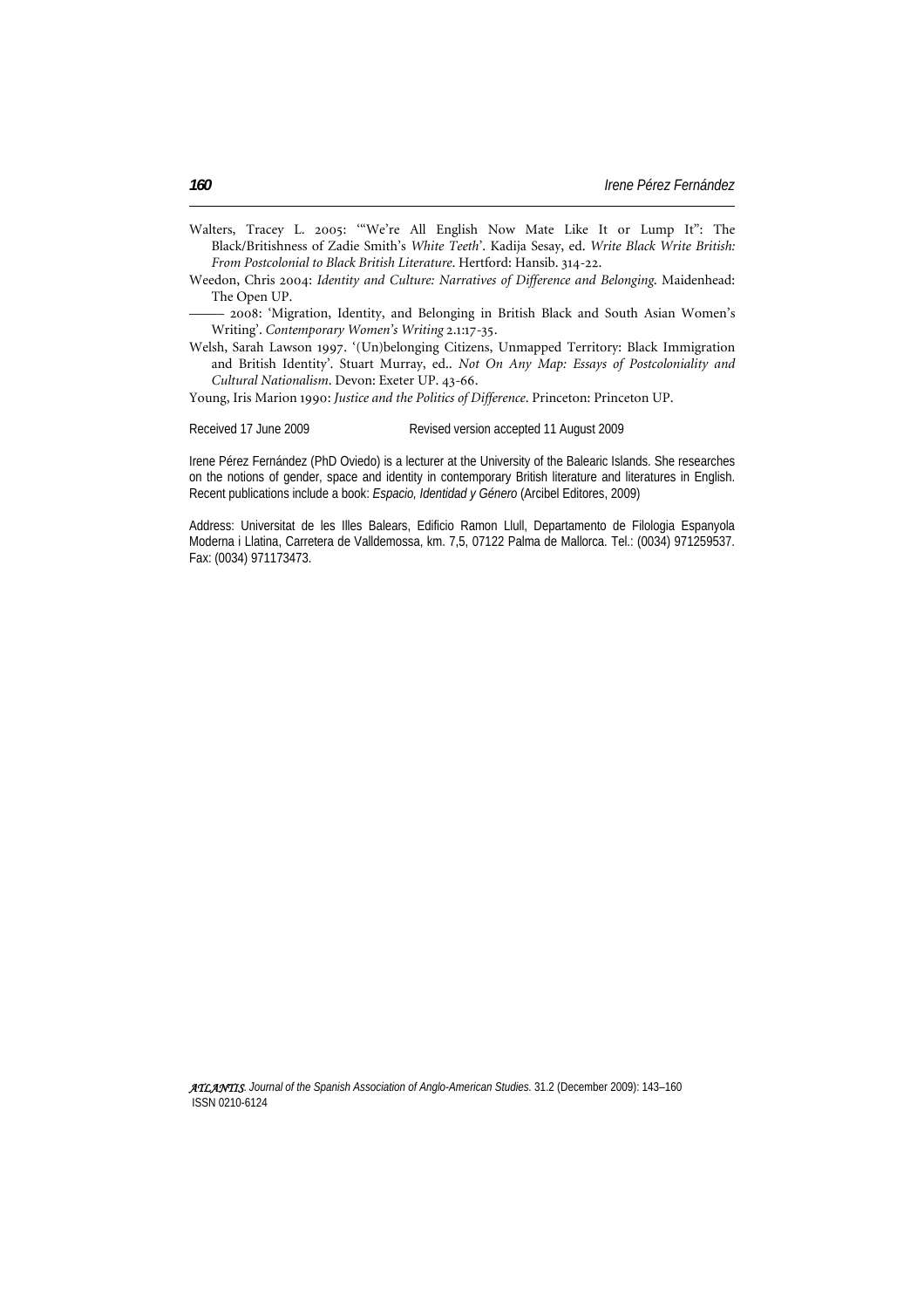Walters, Tracey L. 2005: '"We're All English Now Mate Like It or Lump It": The Black/Britishness of Zadie Smith's *White Teeth*'. Kadija Sesay, ed. *Write Black Write British: From Postcolonial to Black British Literature*. Hertford: Hansib. 314-22.

Weedon, Chris 2004: *Identity and Culture: Narratives of Difference and Belonging*. Maidenhead: The Open UP.

——— 2008: 'Migration, Identity, and Belonging in British Black and South Asian Women's Writing'. *Contemporary Women's Writing* 2.1:17-35.

Welsh, Sarah Lawson 1997. '(Un)belonging Citizens, Unmapped Territory: Black Immigration and British Identity'. Stuart Murray, ed.. *Not On Any Map: Essays of Postcoloniality and Cultural Nationalism*. Devon: Exeter UP. 43-66.

Young, Iris Marion 1990: *Justice and the Politics of Difference*. Princeton: Princeton UP.

Received 17 June 2009 Revised version accepted 11 August 2009

Irene Pérez Fernández (PhD Oviedo) is a lecturer at the University of the Balearic Islands. She researches on the notions of gender, space and identity in contemporary British literature and literatures in English. Recent publications include a book: *Espacio, Identidad y Género* (Arcibel Editores, 2009)

Address: Universitat de les Illes Balears, Edificio Ramon Llull, Departamento de Filologia Espanyola Moderna i Llatina, Carretera de Valldemossa, km. 7,5, 07122 Palma de Mallorca. Tel.: (0034) 971259537. Fax: (0034) 971173473.